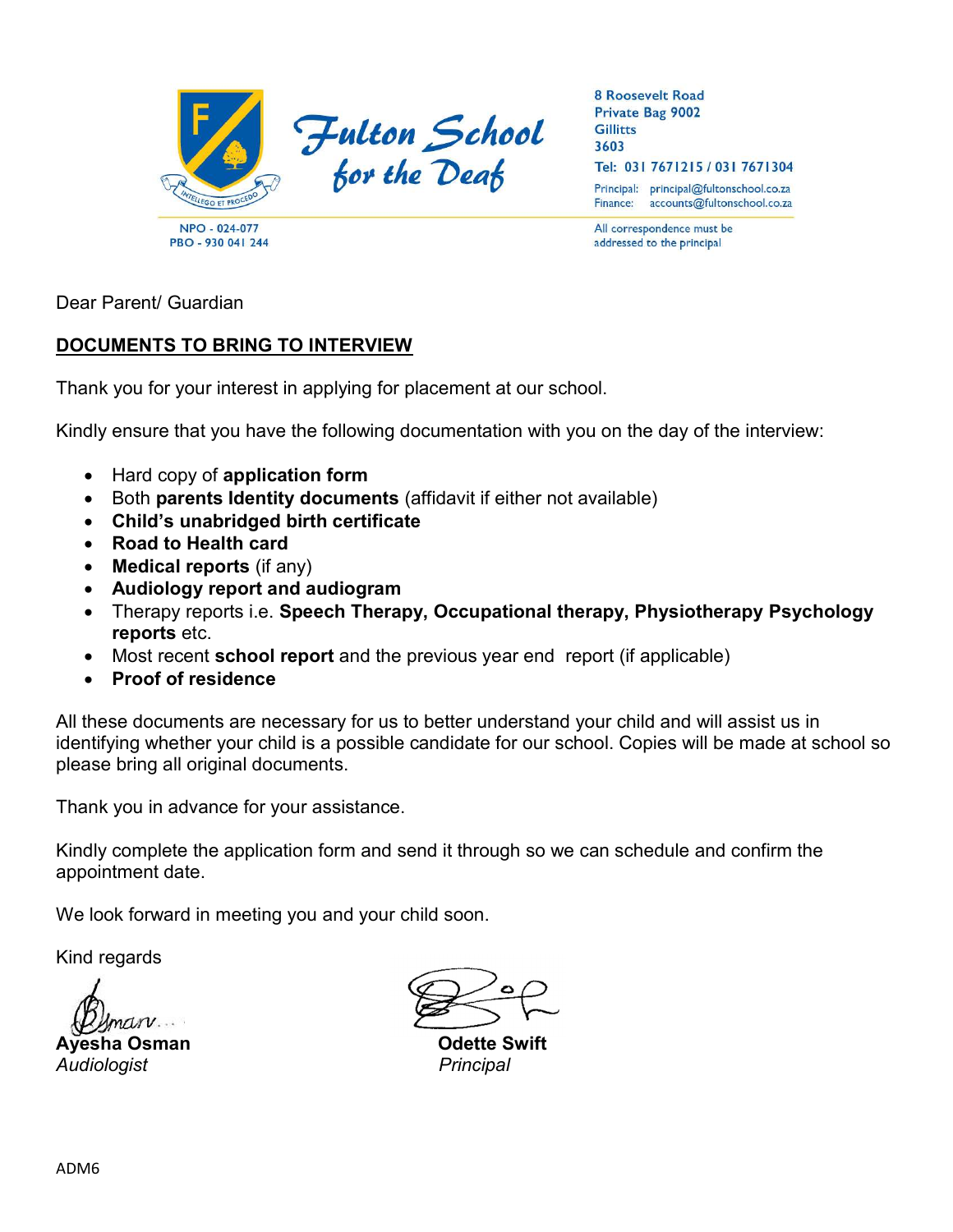**Fulton School for the Deaf**

INTELLEGO ET PROCEDO

8 Roosevelt Road
Private Bag 9002
Gillitts
3603

Tel: 031 7671215 / 031 7671304

Principal: principal@fultonschool.co.za
Finance: accounts@fultonschool.co.za

NPO - 024-077
PBO - 930 041 244

All correspondence must be addressed to the principal

Dear Parent/ Guardian

**DOCUMENTS TO BRING TO INTERVIEW**

Thank you for your interest in applying for placement at our school.

Kindly ensure that you have the following documentation with you on the day of the interview:

- Hard copy of **application form**
- Both **parents Identity documents** (affidavit if either not available)
- **Child's unabridged birth certificate**
- **Road to Health card**
- **Medical reports** (if any)
- **Audiology report and audiogram**
- Therapy reports i.e. **Speech Therapy, Occupational therapy, Physiotherapy Psychology reports** etc.
- Most recent **school report** and the previous year end report (if applicable)
- **Proof of residence**

All these documents are necessary for us to better understand your child and will assist us in identifying whether your child is a possible candidate for our school. Copies will be made at school so please bring all original documents.

Thank you in advance for your assistance.

Kindly complete the application form and send it through so we can schedule and confirm the appointment date.

We look forward in meeting you and your child soon.

Kind regards

**Ayesha Osman**
*Audiologist*

**Odette Swift**
*Principal*

ADM6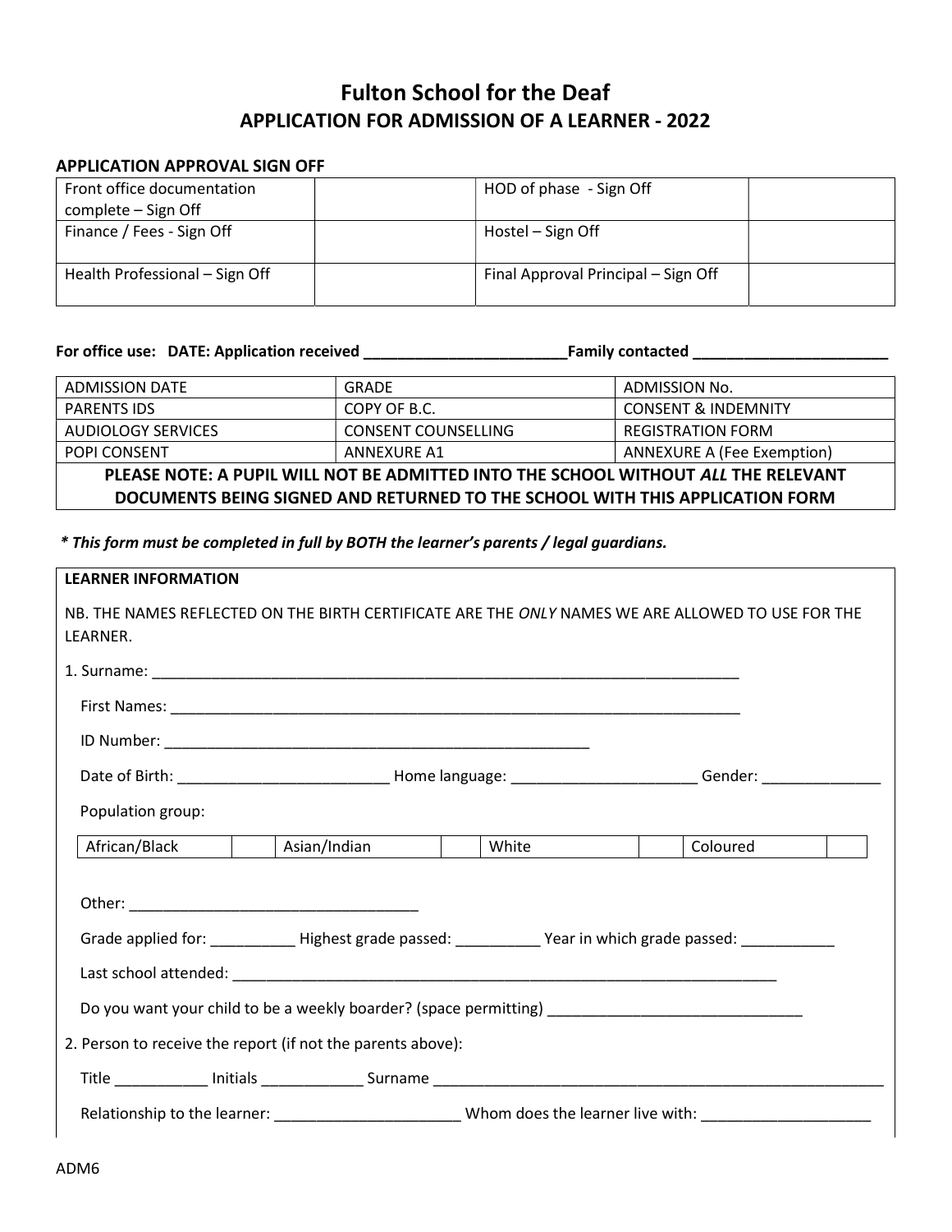# Fulton School for the Deaf

## APPLICATION FOR ADMISSION OF A LEARNER - 2022

**APPLICATION APPROVAL SIGN OFF**

| Front office documentation complete – Sign Off | | HOD of phase - Sign Off | |
|---|---|---|---|
| Finance / Fees - Sign Off | | Hostel – Sign Off | |
| Health Professional – Sign Off | | Final Approval Principal – Sign Off | |

**For office use: DATE: Application received \_\_\_\_\_\_\_\_\_\_\_\_\_\_\_\_\_\_\_\_\_\_\_\_ Family contacted \_\_\_\_\_\_\_\_\_\_\_\_\_\_\_\_\_\_\_\_\_\_\_**

| ADMISSION DATE | GRADE | ADMISSION No. |
|---|---|---|
| PARENTS IDS | COPY OF B.C. | CONSENT & INDEMNITY |
| AUDIOLOGY SERVICES | CONSENT COUNSELLING | REGISTRATION FORM |
| POPI CONSENT | ANNEXURE A1 | ANNEXURE A (Fee Exemption) |
| **PLEASE NOTE: A PUPIL WILL NOT BE ADMITTED INTO THE SCHOOL WITHOUT *ALL* THE RELEVANT DOCUMENTS BEING SIGNED AND RETURNED TO THE SCHOOL WITH THIS APPLICATION FORM** | | |

***\* This form must be completed in full by BOTH the learner's parents / legal guardians.***

**LEARNER INFORMATION**

NB. THE NAMES REFLECTED ON THE BIRTH CERTIFICATE ARE THE *ONLY* NAMES WE ARE ALLOWED TO USE FOR THE LEARNER.

1. Surname: \_\_\_\_\_\_\_\_\_\_\_\_\_\_\_\_\_\_\_\_\_\_\_\_\_\_\_\_\_\_\_\_\_\_\_\_\_\_\_\_\_\_\_\_\_\_\_\_\_\_\_\_\_\_\_\_\_\_\_\_\_\_\_\_\_\_\_\_\_\_

   First Names: \_\_\_\_\_\_\_\_\_\_\_\_\_\_\_\_\_\_\_\_\_\_\_\_\_\_\_\_\_\_\_\_\_\_\_\_\_\_\_\_\_\_\_\_\_\_\_\_\_\_\_\_\_\_\_\_\_\_\_\_\_\_\_\_\_\_\_\_

   ID Number: \_\_\_\_\_\_\_\_\_\_\_\_\_\_\_\_\_\_\_\_\_\_\_\_\_\_\_\_\_\_\_\_\_\_\_\_\_\_\_\_\_\_\_\_\_\_\_\_\_\_\_

   Date of Birth: \_\_\_\_\_\_\_\_\_\_\_\_\_\_\_\_\_\_\_\_\_\_\_\_\_\_ Home language: \_\_\_\_\_\_\_\_\_\_\_\_\_\_\_\_\_\_\_\_\_\_\_ Gender: \_\_\_\_\_\_\_\_\_\_\_\_\_\_

   Population group:

| African/Black | | Asian/Indian | | White | | Coloured | |
|---|---|---|---|---|---|---|---|

   Other: \_\_\_\_\_\_\_\_\_\_\_\_\_\_\_\_\_\_\_\_\_\_\_\_\_\_\_\_\_\_\_\_\_\_\_

   Grade applied for: \_\_\_\_\_\_\_\_\_\_ Highest grade passed: \_\_\_\_\_\_\_\_\_\_ Year in which grade passed: \_\_\_\_\_\_\_\_\_\_\_

   Last school attended: \_\_\_\_\_\_\_\_\_\_\_\_\_\_\_\_\_\_\_\_\_\_\_\_\_\_\_\_\_\_\_\_\_\_\_\_\_\_\_\_\_\_\_\_\_\_\_\_\_\_\_\_\_\_\_\_\_\_\_\_\_\_\_\_\_\_\_

   Do you want your child to be a weekly boarder? (space permitting) \_\_\_\_\_\_\_\_\_\_\_\_\_\_\_\_\_\_\_\_\_\_\_\_\_\_\_\_\_\_\_

2. Person to receive the report (if not the parents above):

   Title \_\_\_\_\_\_\_\_\_\_\_ Initials \_\_\_\_\_\_\_\_\_\_\_\_ Surname \_\_\_\_\_\_\_\_\_\_\_\_\_\_\_\_\_\_\_\_\_\_\_\_\_\_\_\_\_\_\_\_\_\_\_\_\_\_\_\_\_\_\_\_\_\_\_\_\_\_\_\_\_\_\_\_\_\_

   Relationship to the learner: \_\_\_\_\_\_\_\_\_\_\_\_\_\_\_\_\_\_\_\_\_\_ Whom does the learner live with: \_\_\_\_\_\_\_\_\_\_\_\_\_\_\_\_\_\_\_\_

ADM6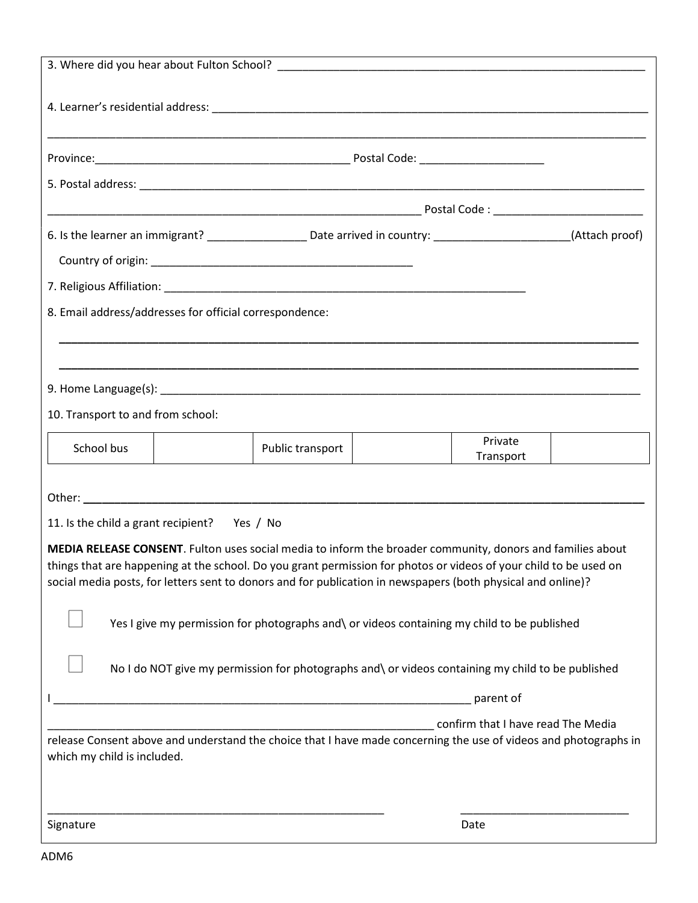3. Where did you hear about Fulton School? ___________________________________________________________

4. Learner's residential address: _______________________________________________________________________

_____________________________________________________________________________________________

Province:_________________________________________ Postal Code: ____________________

5. Postal address: ____________________________________________________________________________________

_____________________________________________________________ Postal Code : ________________________

6. Is the learner an immigrant? ________________ Date arrived in country: ______________________(Attach proof)

Country of origin: __________________________________________

7. Religious Affiliation: ____________________________________________________________

8. Email address/addresses for official correspondence:

_____________________________________________________________________________________________

_____________________________________________________________________________________________

9. Home Language(s): _________________________________________________________________________________

10. Transport to and from school:

| School bus | | Public transport | | Private Transport | |
|---|---|---|---|---|---|

Other: _____________________________________________________________________________________________

11. Is the child a grant recipient? Yes / No

**MEDIA RELEASE CONSENT**. Fulton uses social media to inform the broader community, donors and families about things that are happening at the school. Do you grant permission for photos or videos of your child to be used on social media posts, for letters sent to donors and for publication in newspapers (both physical and online)?

☐ Yes I give my permission for photographs and\ or videos containing my child to be published

☐ No I do NOT give my permission for photographs and\ or videos containing my child to be published

I ______________________________________________________________________ parent of

_________________________________________________________________ confirm that I have read The Media release Consent above and understand the choice that I have made concerning the use of videos and photographs in which my child is included.

_______________________________________________________ ___________________________

Signature Date

ADM6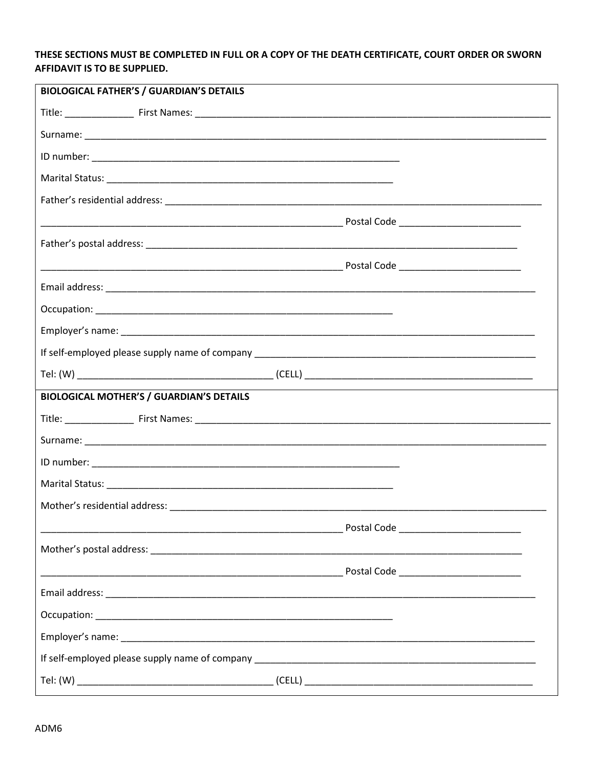**THESE SECTIONS MUST BE COMPLETED IN FULL OR A COPY OF THE DEATH CERTIFICATE, COURT ORDER OR SWORN AFFIDAVIT IS TO BE SUPPLIED.**

**BIOLOGICAL FATHER'S / GUARDIAN'S DETAILS**

Title: _____________ First Names: ______________________________________________________________________

Surname: ____________________________________________________________________________________________

ID number: ____________________________________________________________

Marital Status: ________________________________________________________

Father's residential address: ____________________________________________________________________________

____________________________________________________________ Postal Code _______________________

Father's postal address: __________________________________________________________________________

____________________________________________________________ Postal Code _______________________

Email address: ____________________________________________________________________________________

Occupation: ___________________________________________________________

Employer's name: _________________________________________________________________________________

If self-employed please supply name of company _______________________________________________________

Tel: (W) _____________________________________ (CELL) _____________________________________________

**BIOLOGICAL MOTHER'S / GUARDIAN'S DETAILS**

Title: _____________ First Names: ______________________________________________________________________

Surname: ____________________________________________________________________________________________

ID number: ____________________________________________________________

Marital Status: ________________________________________________________

Mother's residential address: ____________________________________________________________________________

____________________________________________________________ Postal Code _______________________

Mother's postal address: __________________________________________________________________________

____________________________________________________________ Postal Code _______________________

Email address: ____________________________________________________________________________________

Occupation: ___________________________________________________________

Employer's name: _________________________________________________________________________________

If self-employed please supply name of company _______________________________________________________

Tel: (W) _____________________________________ (CELL) _____________________________________________

ADM6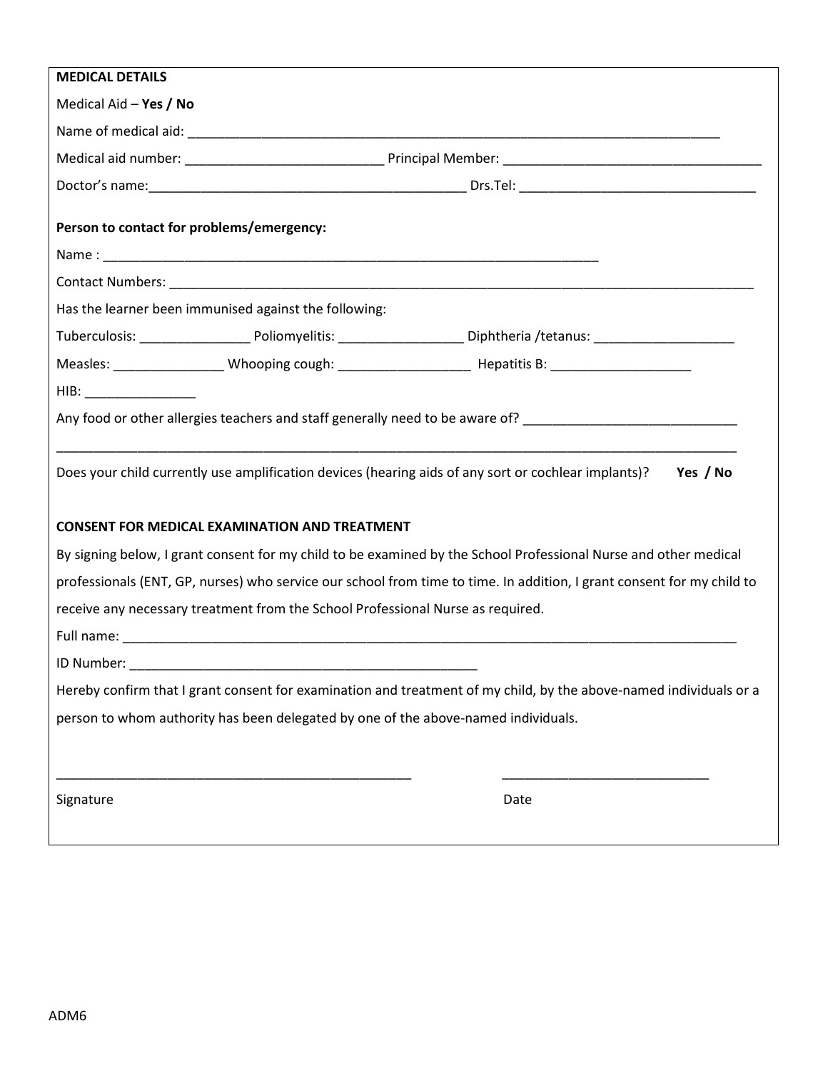**MEDICAL DETAILS**

Medical Aid – **Yes / No**

Name of medical aid: ___________________________________________________________________________

Medical aid number: ___________________________ Principal Member: ____________________________________

Doctor's name:____________________________________________ Drs.Tel: ________________________________

**Person to contact for problems/emergency:**

Name : ______________________________________________________________________

Contact Numbers: ______________________________________________________________________________________

Has the learner been immunised against the following:

Tuberculosis: ________________ Poliomyelitis: _________________ Diphtheria /tetanus: ____________________

Measles: _______________ Whooping cough: __________________ Hepatitis B: ____________________

HIB: _______________

Any food or other allergies teachers and staff generally need to be aware of? _____________________________

_____________________________________________________________________________________________

Does your child currently use amplification devices (hearing aids of any sort or cochlear implants)? **Yes / No**

**CONSENT FOR MEDICAL EXAMINATION AND TREATMENT**

By signing below, I grant consent for my child to be examined by the School Professional Nurse and other medical professionals (ENT, GP, nurses) who service our school from time to time. In addition, I grant consent for my child to receive any necessary treatment from the School Professional Nurse as required.

Full name: ______________________________________________________________________________________

ID Number: _________________________________________________

Hereby confirm that I grant consent for examination and treatment of my child, by the above-named individuals or a person to whom authority has been delegated by one of the above-named individuals.

__________________________________________________ ____________________________

Signature Date

ADM6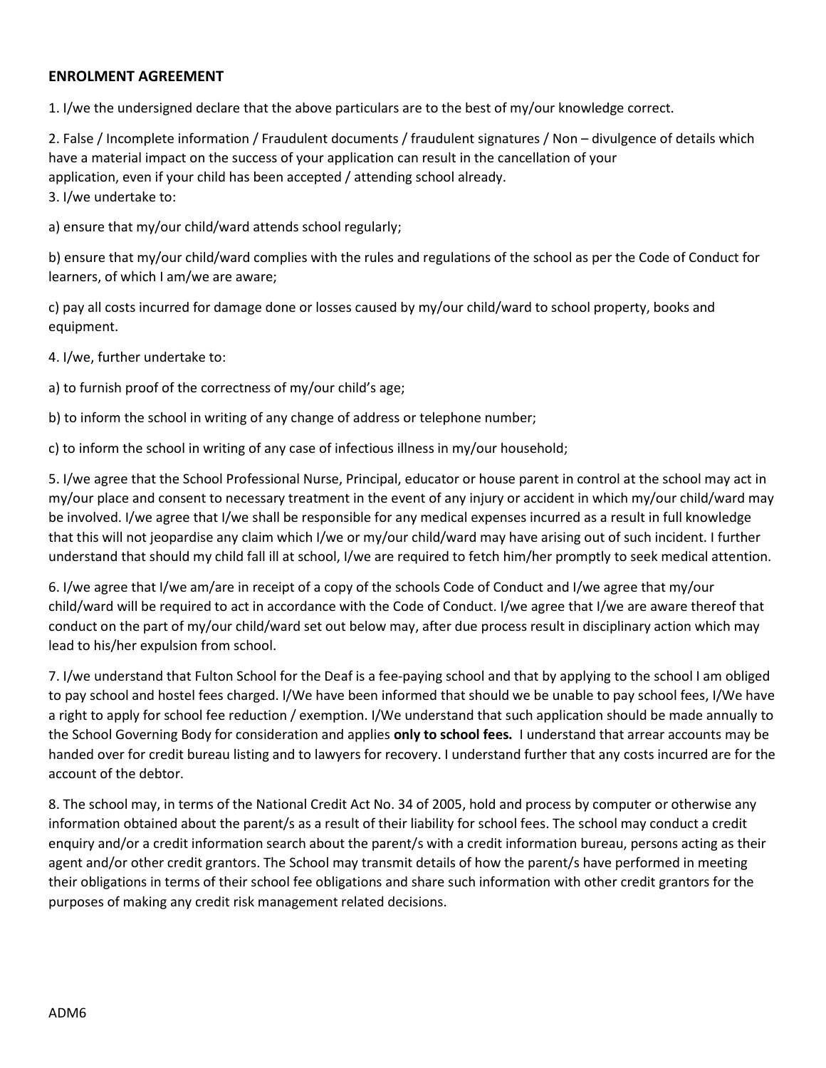**ENROLMENT AGREEMENT**

1. I/we the undersigned declare that the above particulars are to the best of my/our knowledge correct.

2. False / Incomplete information / Fraudulent documents / fraudulent signatures / Non – divulgence of details which have a material impact on the success of your application can result in the cancellation of your application, even if your child has been accepted / attending school already.

3. I/we undertake to:

a) ensure that my/our child/ward attends school regularly;

b) ensure that my/our child/ward complies with the rules and regulations of the school as per the Code of Conduct for learners, of which I am/we are aware;

c) pay all costs incurred for damage done or losses caused by my/our child/ward to school property, books and equipment.

4. I/we, further undertake to:

a) to furnish proof of the correctness of my/our child's age;

b) to inform the school in writing of any change of address or telephone number;

c) to inform the school in writing of any case of infectious illness in my/our household;

5. I/we agree that the School Professional Nurse, Principal, educator or house parent in control at the school may act in my/our place and consent to necessary treatment in the event of any injury or accident in which my/our child/ward may be involved. I/we agree that I/we shall be responsible for any medical expenses incurred as a result in full knowledge that this will not jeopardise any claim which I/we or my/our child/ward may have arising out of such incident. I further understand that should my child fall ill at school, I/we are required to fetch him/her promptly to seek medical attention.

6. I/we agree that I/we am/are in receipt of a copy of the schools Code of Conduct and I/we agree that my/our child/ward will be required to act in accordance with the Code of Conduct. I/we agree that I/we are aware thereof that conduct on the part of my/our child/ward set out below may, after due process result in disciplinary action which may lead to his/her expulsion from school.

7. I/we understand that Fulton School for the Deaf is a fee-paying school and that by applying to the school I am obliged to pay school and hostel fees charged. I/We have been informed that should we be unable to pay school fees, I/We have a right to apply for school fee reduction / exemption. I/We understand that such application should be made annually to the School Governing Body for consideration and applies **only to school fees.** I understand that arrear accounts may be handed over for credit bureau listing and to lawyers for recovery. I understand further that any costs incurred are for the account of the debtor.

8. The school may, in terms of the National Credit Act No. 34 of 2005, hold and process by computer or otherwise any information obtained about the parent/s as a result of their liability for school fees. The school may conduct a credit enquiry and/or a credit information search about the parent/s with a credit information bureau, persons acting as their agent and/or other credit grantors. The School may transmit details of how the parent/s have performed in meeting their obligations in terms of their school fee obligations and share such information with other credit grantors for the purposes of making any credit risk management related decisions.

ADM6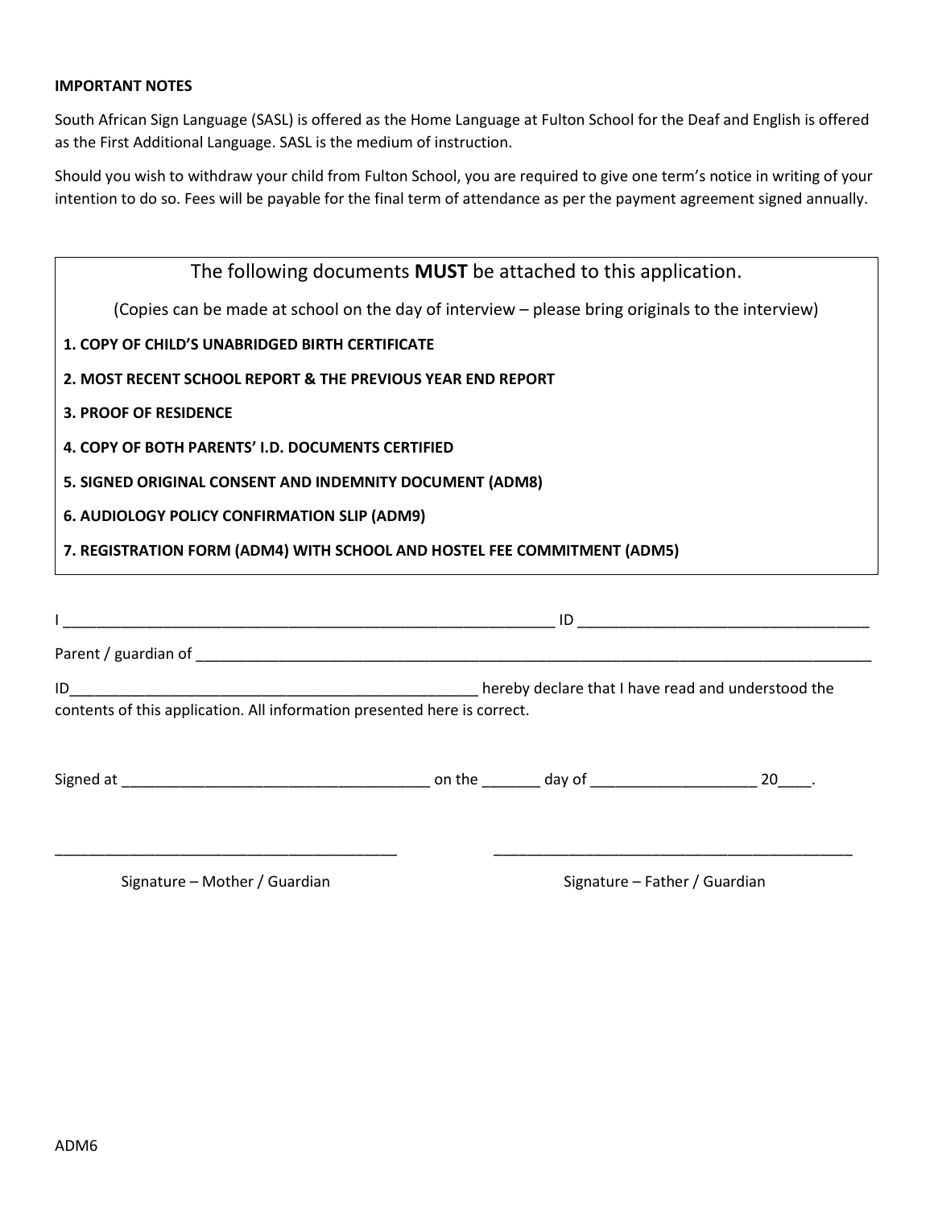**IMPORTANT NOTES**

South African Sign Language (SASL) is offered as the Home Language at Fulton School for the Deaf and English is offered as the First Additional Language. SASL is the medium of instruction.

Should you wish to withdraw your child from Fulton School, you are required to give one term's notice in writing of your intention to do so. Fees will be payable for the final term of attendance as per the payment agreement signed annually.

The following documents **MUST** be attached to this application.

(Copies can be made at school on the day of interview – please bring originals to the interview)

**1. COPY OF CHILD'S UNABRIDGED BIRTH CERTIFICATE**

**2. MOST RECENT SCHOOL REPORT & THE PREVIOUS YEAR END REPORT**

**3. PROOF OF RESIDENCE**

**4. COPY OF BOTH PARENTS' I.D. DOCUMENTS CERTIFIED**

**5. SIGNED ORIGINAL CONSENT AND INDEMNITY DOCUMENT (ADM8)**

**6. AUDIOLOGY POLICY CONFIRMATION SLIP (ADM9)**

**7. REGISTRATION FORM (ADM4) WITH SCHOOL AND HOSTEL FEE COMMITMENT (ADM5)**

I ____________________________________________________________ ID ___________________________________

Parent / guardian of _____________________________________________________________________________________

ID__________________________________________________ hereby declare that I have read and understood the contents of this application. All information presented here is correct.

Signed at ____________________________________ on the _______ day of ____________________ 20____.

__________________________________________ __________________________________________

Signature – Mother / Guardian Signature – Father / Guardian

ADM6